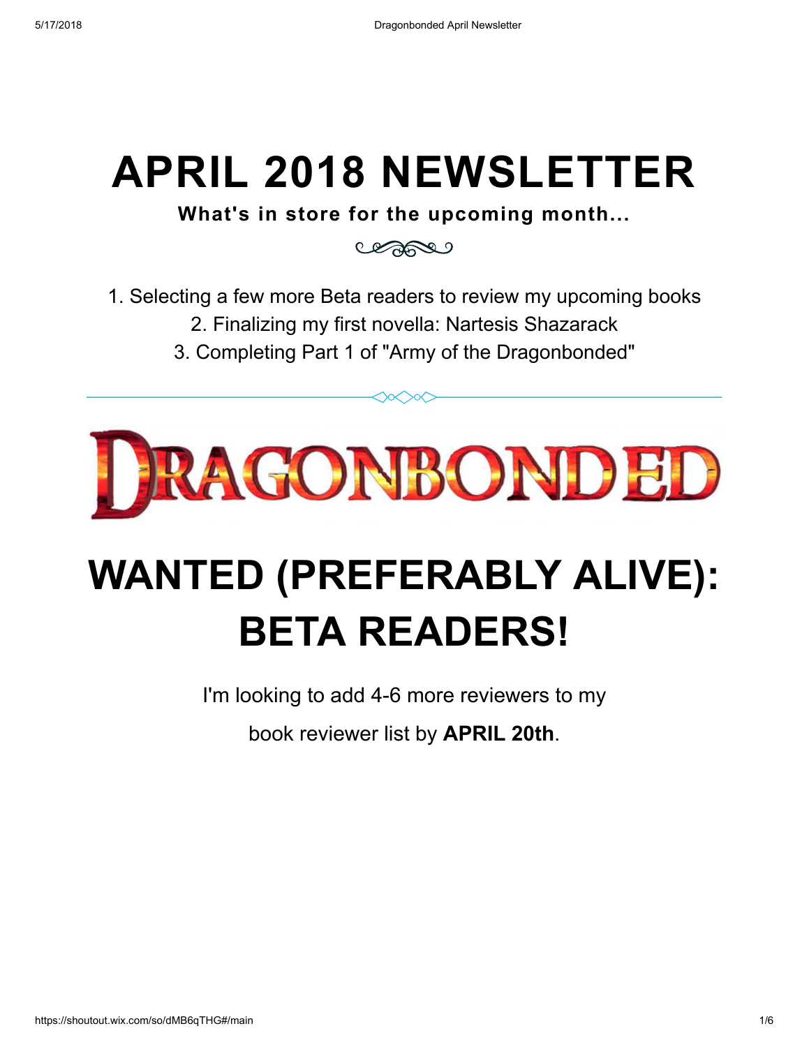# APRIL 2018 NEWSLETTER

**What's in store for the upcoming month...**

1. Selecting a few more Beta readers to review my upcoming books
2. Finalizing my first novella: Nartesis Shazarack
3. Completing Part 1 of "Army of the Dragonbonded"

---

DRAGONBONDED

# WANTED (PREFERABLY ALIVE): BETA READERS!

I'm looking to add 4-6 more reviewers to my

book reviewer list by **APRIL 20th**.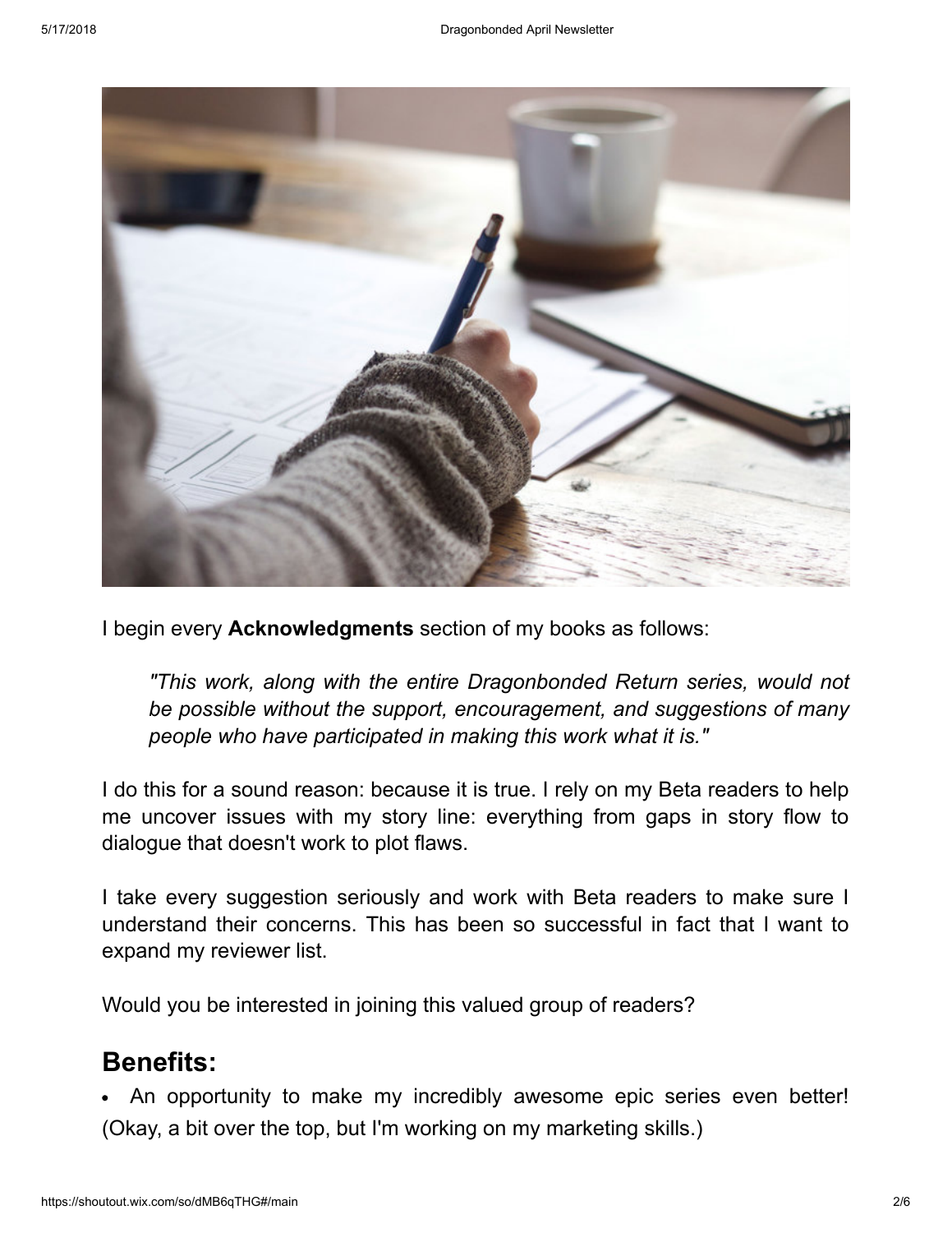I begin every **Acknowledgments** section of my books as follows:

> *"This work, along with the entire Dragonbonded Return series, would not be possible without the support, encouragement, and suggestions of many people who have participated in making this work what it is."*

I do this for a sound reason: because it is true. I rely on my Beta readers to help me uncover issues with my story line: everything from gaps in story flow to dialogue that doesn't work to plot flaws.

I take every suggestion seriously and work with Beta readers to make sure I understand their concerns. This has been so successful in fact that I want to expand my reviewer list.

Would you be interested in joining this valued group of readers?

## Benefits:

- An opportunity to make my incredibly awesome epic series even better! (Okay, a bit over the top, but I'm working on my marketing skills.)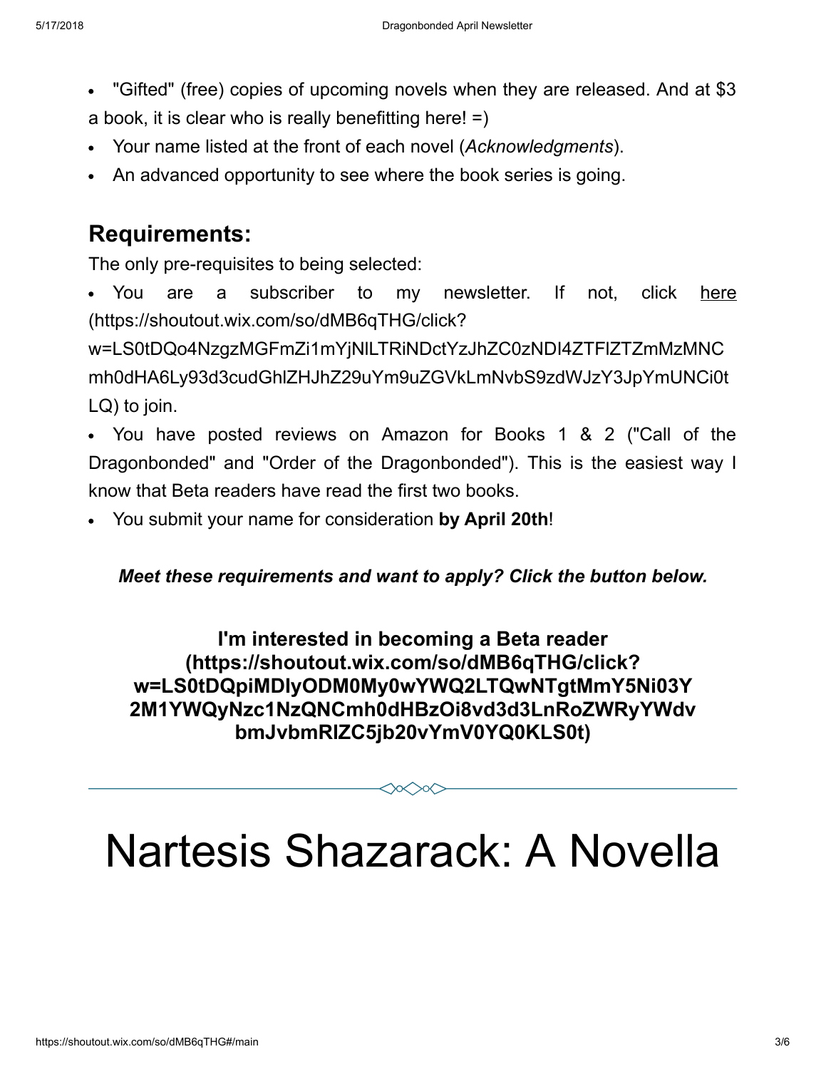- "Gifted" (free) copies of upcoming novels when they are released. And at $3 a book, it is clear who is really benefitting here! =)
- Your name listed at the front of each novel (*Acknowledgments*).
- An advanced opportunity to see where the book series is going.

## Requirements:

The only pre-requisites to being selected:

- You are a subscriber to my newsletter. If not, click here (https://shoutout.wix.com/so/dMB6qTHG/click?w=LS0tDQo4NzgzMGFmZi1mYjNlLTRiNDctYzJhZC0zNDI4ZTFlZTZmMzMNCmh0dHA6Ly93d3cudGhlZHJhZ29uYm9uZGVkLmNvbS9zdWJzY3JpYmUNCi0tLQ) to join.
- You have posted reviews on Amazon for Books 1 & 2 ("Call of the Dragonbonded" and "Order of the Dragonbonded"). This is the easiest way I know that Beta readers have read the first two books.
- You submit your name for consideration **by April 20th**!

***Meet these requirements and want to apply? Click the button below.***

**I'm interested in becoming a Beta reader (https://shoutout.wix.com/so/dMB6qTHG/click?w=LS0tDQpiMDlyODM0My0wYWQ2LTQwNTgtMmY5Ni03Y2M1YWQyNzc1NzQNCmh0dHBzOi8vd3d3LnRoZWRyYWdvbmJvbmRlZC5jb20vYmV0YQ0KLS0t)**

---

# Nartesis Shazarack: A Novella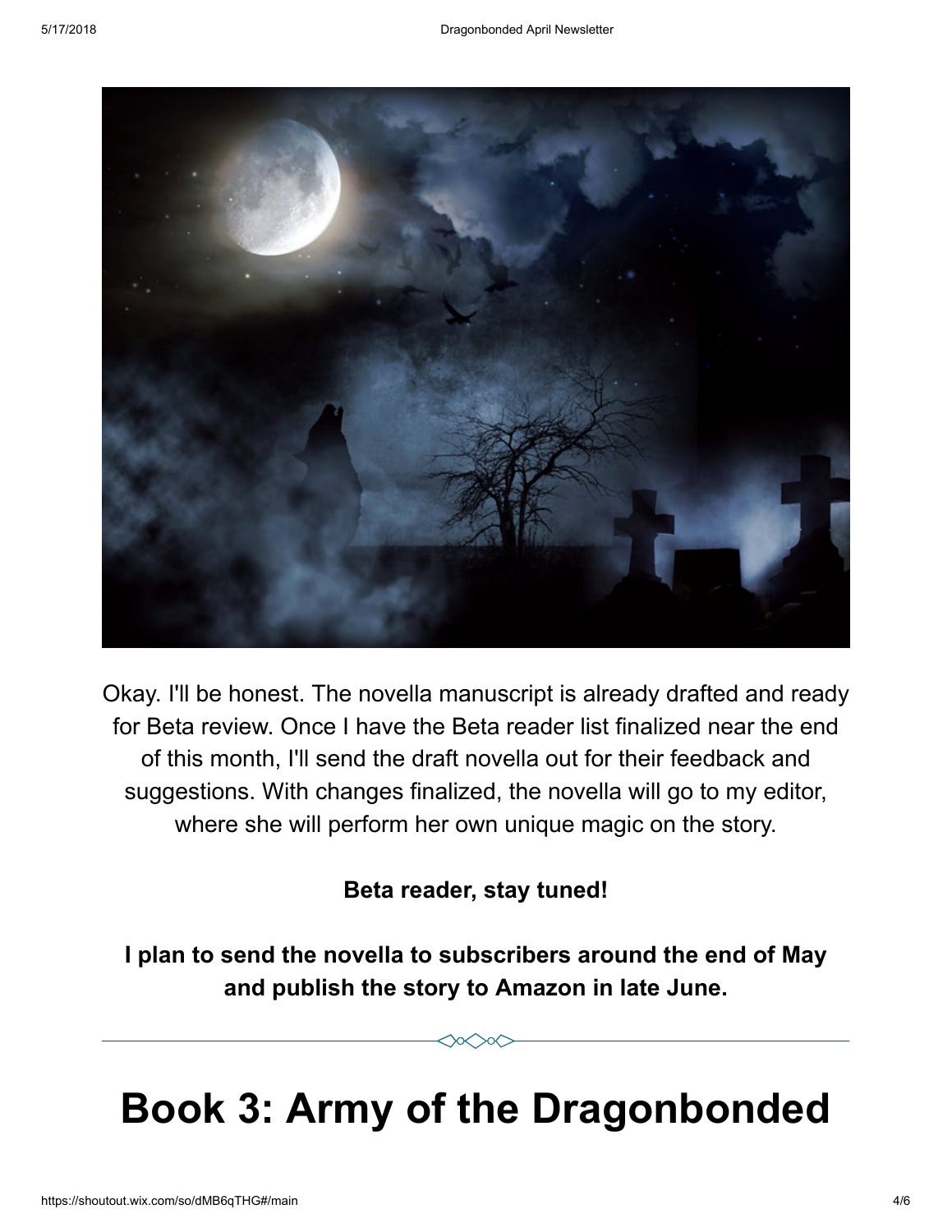Okay. I'll be honest. The novella manuscript is already drafted and ready for Beta review. Once I have the Beta reader list finalized near the end of this month, I'll send the draft novella out for their feedback and suggestions. With changes finalized, the novella will go to my editor, where she will perform her own unique magic on the story.

**Beta reader, stay tuned!**

**I plan to send the novella to subscribers around the end of May and publish the story to Amazon in late June.**

---

# Book 3: Army of the Dragonbonded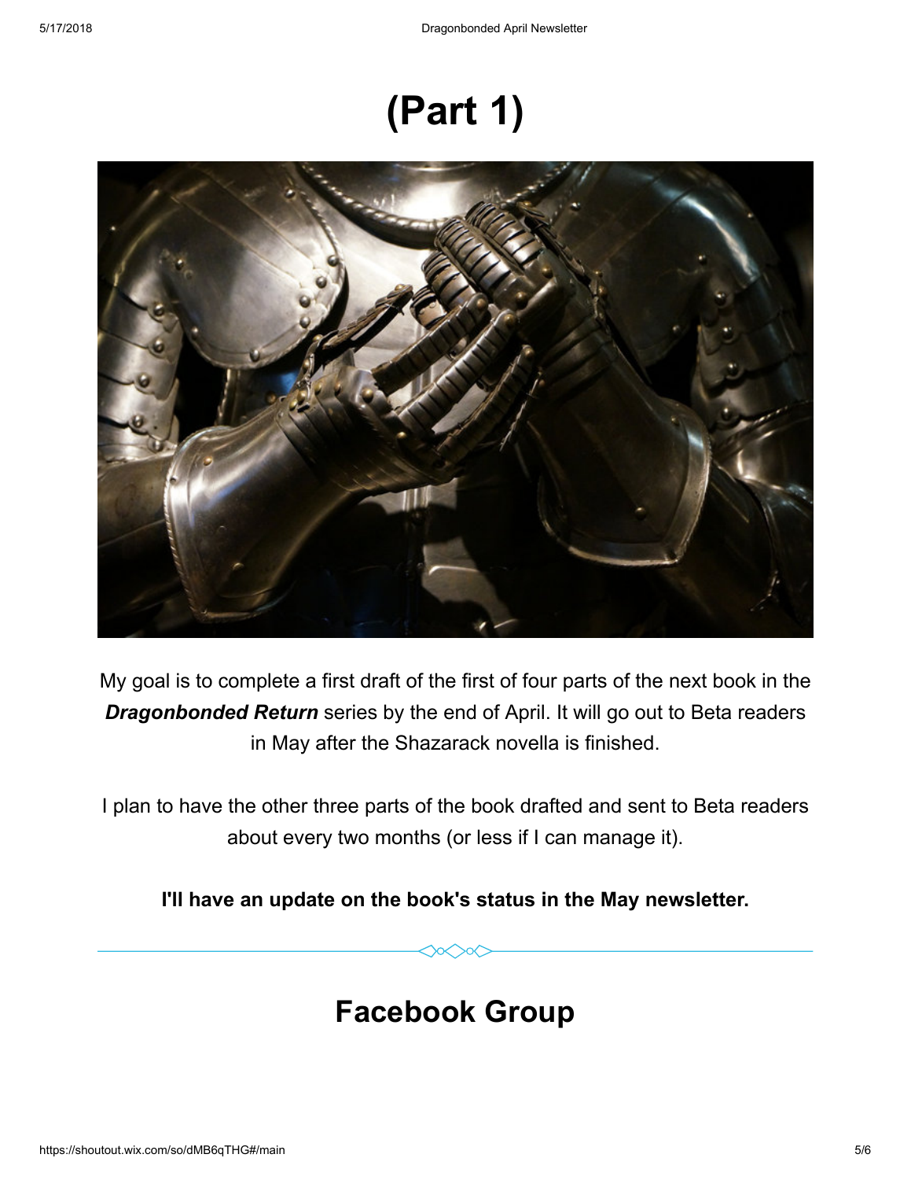# (Part 1)

My goal is to complete a first draft of the first of four parts of the next book in the ***Dragonbonded Return*** series by the end of April. It will go out to Beta readers in May after the Shazarack novella is finished.

I plan to have the other three parts of the book drafted and sent to Beta readers about every two months (or less if I can manage it).

**I'll have an update on the book's status in the May newsletter.**

---

## Facebook Group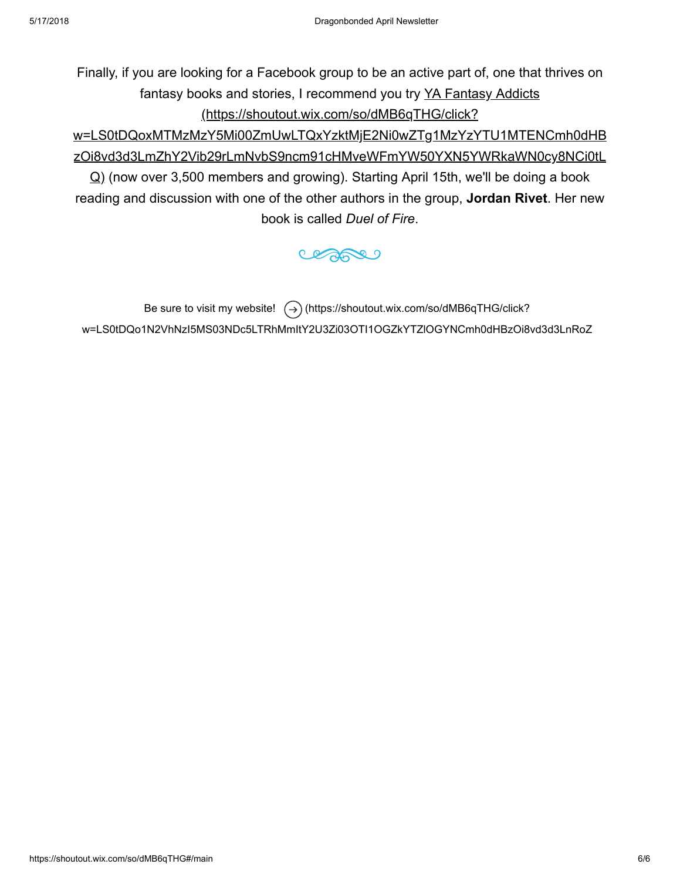Finally, if you are looking for a Facebook group to be an active part of, one that thrives on fantasy books and stories, I recommend you try YA Fantasy Addicts (https://shoutout.wix.com/so/dMB6qTHG/click?w=LS0tDQoxMTMzMzY5Mi00ZmUwLTQxYzktMjE2Ni0wZTg1MzYzYTU1MTENCmh0dHBzOi8vd3d3LmZhY2Vib29rLmNvbS9ncm91cHMveWFmYW50YXN5YWRkaWN0cy8NCi0tLQ) (now over 3,500 members and growing). Starting April 15th, we'll be doing a book reading and discussion with one of the other authors in the group, **Jordan Rivet**. Her new book is called *Duel of Fire*.

Be sure to visit my website! (→) (https://shoutout.wix.com/so/dMB6qTHG/click?w=LS0tDQo1N2VhNzI5MS03NDc5LTRhMmItY2U3Zi03OTI1OGZkYTZlOGYNCmh0dHBzOi8vd3d3LnRoZ